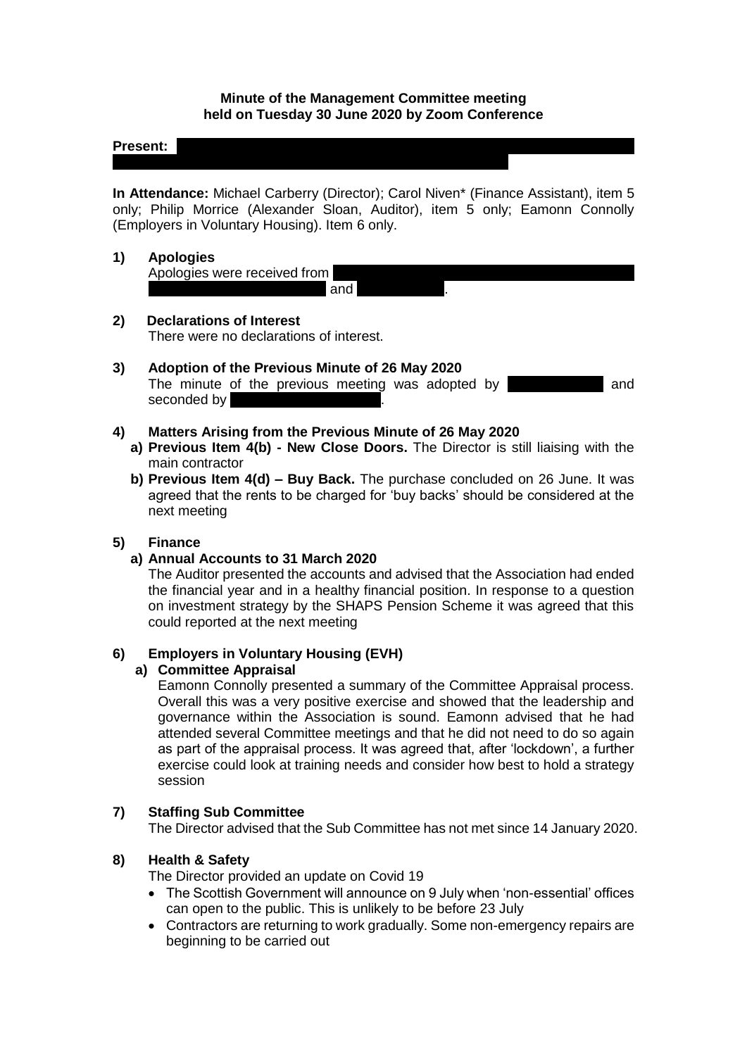**Minute of the Management Committee meeting held on Tuesday 30 June 2020 by Zoom Conference**

**Present:**

**In Attendance:** Michael Carberry (Director); Carol Niven* (Finance Assistant), item 5 only; Philip Morrice (Alexander Sloan, Auditor), item 5 only; Eamonn Connolly (Employers in Voluntary Housing). Item 6 only.

**1) Apologies**

Apologies were received from and .

**2) Declarations of Interest**

There were no declarations of interest.

**3) Adoption of the Previous Minute of 26 May 2020**

The minute of the previous meeting was adopted by and seconded by .

**4) Matters Arising from the Previous Minute of 26 May 2020**

a) **Previous Item 4(b) - New Close Doors.** The Director is still liaising with the main contractor

b) **Previous Item 4(d) – Buy Back.** The purchase concluded on 26 June. It was agreed that the rents to be charged for 'buy backs' should be considered at the next meeting

**5) Finance**

**a) Annual Accounts to 31 March 2020**

The Auditor presented the accounts and advised that the Association had ended the financial year and in a healthy financial position. In response to a question on investment strategy by the SHAPS Pension Scheme it was agreed that this could reported at the next meeting

**6) Employers in Voluntary Housing (EVH)**

**a) Committee Appraisal**

Eamonn Connolly presented a summary of the Committee Appraisal process. Overall this was a very positive exercise and showed that the leadership and governance within the Association is sound. Eamonn advised that he had attended several Committee meetings and that he did not need to do so again as part of the appraisal process. It was agreed that, after 'lockdown', a further exercise could look at training needs and consider how best to hold a strategy session

**7) Staffing Sub Committee**

The Director advised that the Sub Committee has not met since 14 January 2020.

**8) Health & Safety**

The Director provided an update on Covid 19

- The Scottish Government will announce on 9 July when 'non-essential' offices can open to the public. This is unlikely to be before 23 July
- Contractors are returning to work gradually. Some non-emergency repairs are beginning to be carried out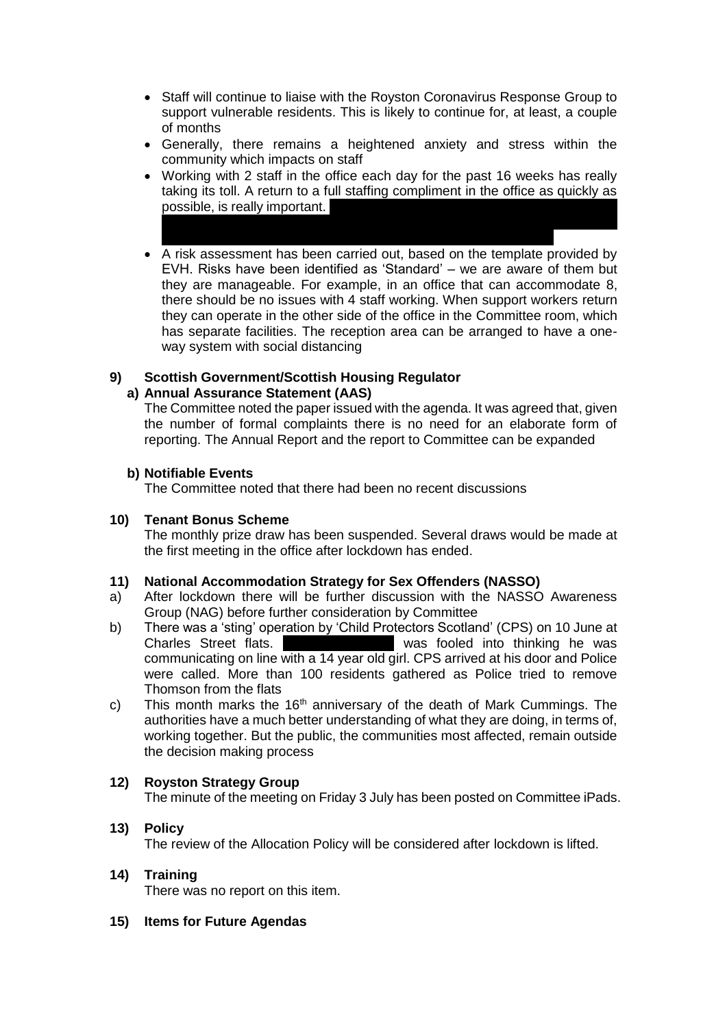- Staff will continue to liaise with the Royston Coronavirus Response Group to support vulnerable residents. This is likely to continue for, at least, a couple of months
- Generally, there remains a heightened anxiety and stress within the community which impacts on staff
- Working with 2 staff in the office each day for the past 16 weeks has really taking its toll. A return to a full staffing compliment in the office as quickly as possible, is really important.
- A risk assessment has been carried out, based on the template provided by EVH. Risks have been identified as 'Standard' – we are aware of them but they are manageable. For example, in an office that can accommodate 8, there should be no issues with 4 staff working. When support workers return they can operate in the other side of the office in the Committee room, which has separate facilities. The reception area can be arranged to have a one-way system with social distancing

**9) Scottish Government/Scottish Housing Regulator**

**a) Annual Assurance Statement (AAS)**

The Committee noted the paper issued with the agenda. It was agreed that, given the number of formal complaints there is no need for an elaborate form of reporting. The Annual Report and the report to Committee can be expanded

**b) Notifiable Events**

The Committee noted that there had been no recent discussions

**10) Tenant Bonus Scheme**

The monthly prize draw has been suspended. Several draws would be made at the first meeting in the office after lockdown has ended.

**11) National Accommodation Strategy for Sex Offenders (NASSO)**

a) After lockdown there will be further discussion with the NASSO Awareness Group (NAG) before further consideration by Committee

b) There was a 'sting' operation by 'Child Protectors Scotland' (CPS) on 10 June at Charles Street flats. was fooled into thinking he was communicating on line with a 14 year old girl. CPS arrived at his door and Police were called. More than 100 residents gathered as Police tried to remove Thomson from the flats

c) This month marks the 16th anniversary of the death of Mark Cummings. The authorities have a much better understanding of what they are doing, in terms of, working together. But the public, the communities most affected, remain outside the decision making process

**12) Royston Strategy Group**

The minute of the meeting on Friday 3 July has been posted on Committee iPads.

**13) Policy**

The review of the Allocation Policy will be considered after lockdown is lifted.

**14) Training**

There was no report on this item.

**15) Items for Future Agendas**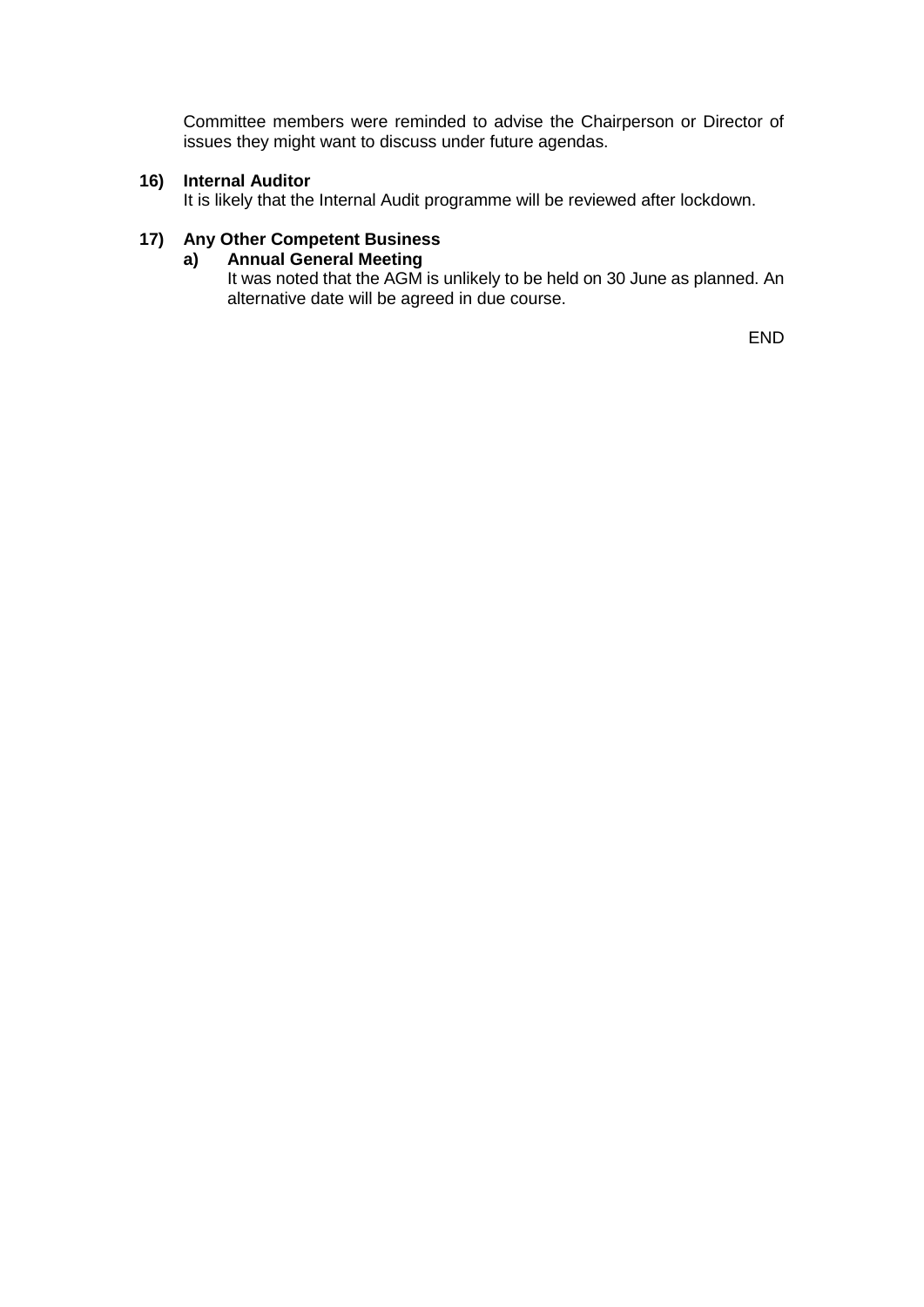Committee members were reminded to advise the Chairperson or Director of issues they might want to discuss under future agendas.

**16) Internal Auditor**

It is likely that the Internal Audit programme will be reviewed after lockdown.

**17) Any Other Competent Business**

**a) Annual General Meeting**

It was noted that the AGM is unlikely to be held on 30 June as planned. An alternative date will be agreed in due course.

END